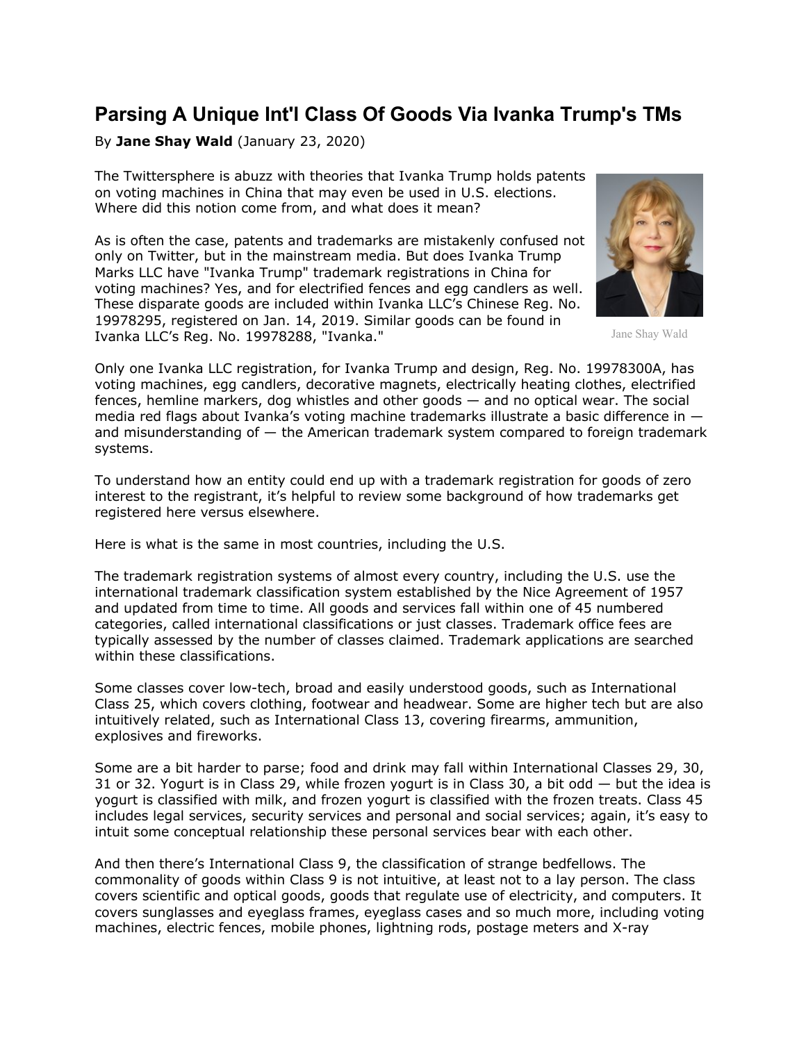# Parsing A Unique Int'l Class Of Goods Via Ivanka Trump's TMs

By **Jane Shay Wald** (January 23, 2020)

The Twittersphere is abuzz with theories that Ivanka Trump holds patents on voting machines in China that may even be used in U.S. elections. Where did this notion come from, and what does it mean?

As is often the case, patents and trademarks are mistakenly confused not only on Twitter, but in the mainstream media. But does Ivanka Trump Marks LLC have "Ivanka Trump" trademark registrations in China for voting machines? Yes, and for electrified fences and egg candlers as well. These disparate goods are included within Ivanka LLC's Chinese Reg. No. 19978295, registered on Jan. 14, 2019. Similar goods can be found in Ivanka LLC's Reg. No. 19978288, "Ivanka."

Jane Shay Wald

Only one Ivanka LLC registration, for Ivanka Trump and design, Reg. No. 19978300A, has voting machines, egg candlers, decorative magnets, electrically heating clothes, electrified fences, hemline markers, dog whistles and other goods — and no optical wear. The social media red flags about Ivanka's voting machine trademarks illustrate a basic difference in — and misunderstanding of — the American trademark system compared to foreign trademark systems.

To understand how an entity could end up with a trademark registration for goods of zero interest to the registrant, it's helpful to review some background of how trademarks get registered here versus elsewhere.

Here is what is the same in most countries, including the U.S.

The trademark registration systems of almost every country, including the U.S. use the international trademark classification system established by the Nice Agreement of 1957 and updated from time to time. All goods and services fall within one of 45 numbered categories, called international classifications or just classes. Trademark office fees are typically assessed by the number of classes claimed. Trademark applications are searched within these classifications.

Some classes cover low-tech, broad and easily understood goods, such as International Class 25, which covers clothing, footwear and headwear. Some are higher tech but are also intuitively related, such as International Class 13, covering firearms, ammunition, explosives and fireworks.

Some are a bit harder to parse; food and drink may fall within International Classes 29, 30, 31 or 32. Yogurt is in Class 29, while frozen yogurt is in Class 30, a bit odd — but the idea is yogurt is classified with milk, and frozen yogurt is classified with the frozen treats. Class 45 includes legal services, security services and personal and social services; again, it's easy to intuit some conceptual relationship these personal services bear with each other.

And then there's International Class 9, the classification of strange bedfellows. The commonality of goods within Class 9 is not intuitive, at least not to a lay person. The class covers scientific and optical goods, goods that regulate use of electricity, and computers. It covers sunglasses and eyeglass frames, eyeglass cases and so much more, including voting machines, electric fences, mobile phones, lightning rods, postage meters and X-ray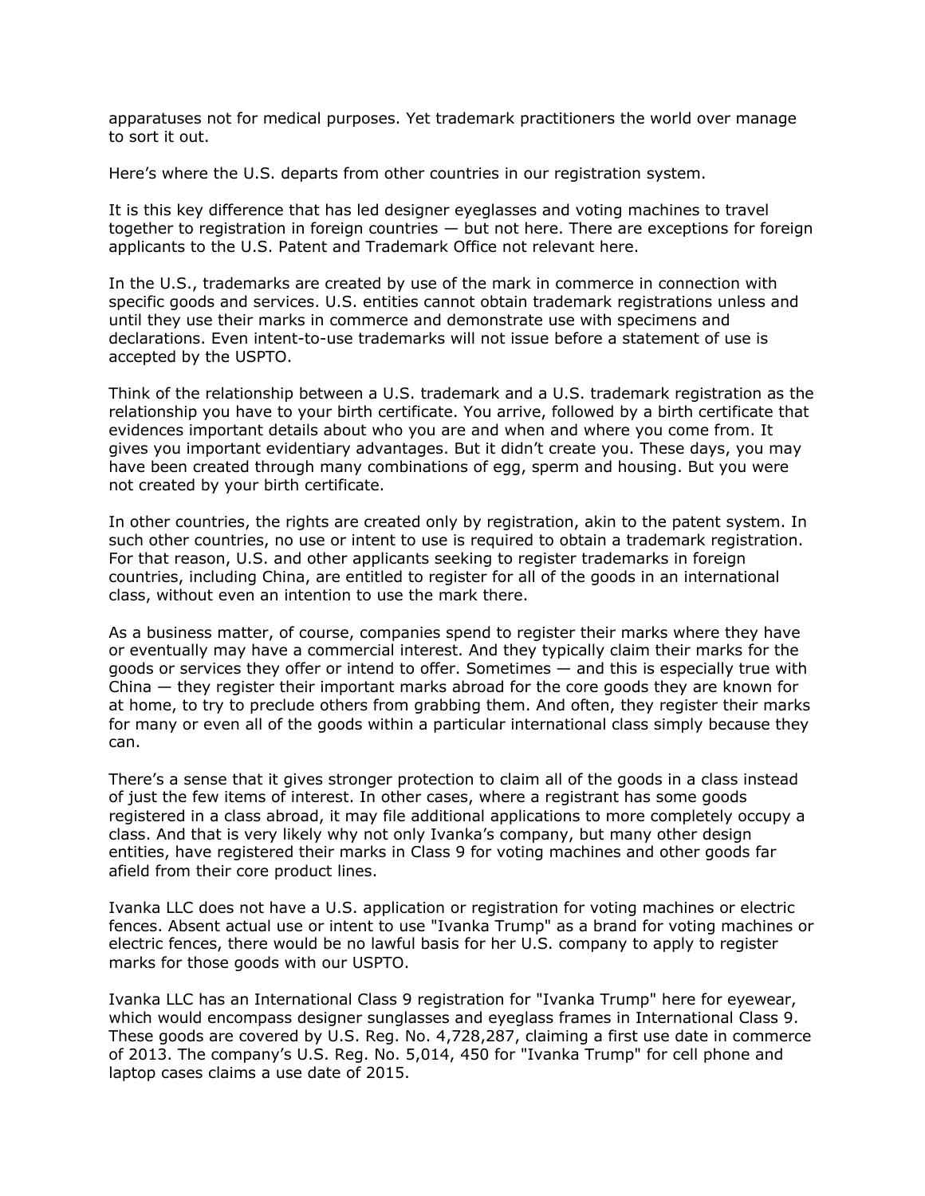apparatuses not for medical purposes. Yet trademark practitioners the world over manage to sort it out.

Here's where the U.S. departs from other countries in our registration system.

It is this key difference that has led designer eyeglasses and voting machines to travel together to registration in foreign countries — but not here. There are exceptions for foreign applicants to the U.S. Patent and Trademark Office not relevant here.

In the U.S., trademarks are created by use of the mark in commerce in connection with specific goods and services. U.S. entities cannot obtain trademark registrations unless and until they use their marks in commerce and demonstrate use with specimens and declarations. Even intent-to-use trademarks will not issue before a statement of use is accepted by the USPTO.

Think of the relationship between a U.S. trademark and a U.S. trademark registration as the relationship you have to your birth certificate. You arrive, followed by a birth certificate that evidences important details about who you are and when and where you come from. It gives you important evidentiary advantages. But it didn't create you. These days, you may have been created through many combinations of egg, sperm and housing. But you were not created by your birth certificate.

In other countries, the rights are created only by registration, akin to the patent system. In such other countries, no use or intent to use is required to obtain a trademark registration. For that reason, U.S. and other applicants seeking to register trademarks in foreign countries, including China, are entitled to register for all of the goods in an international class, without even an intention to use the mark there.

As a business matter, of course, companies spend to register their marks where they have or eventually may have a commercial interest. And they typically claim their marks for the goods or services they offer or intend to offer. Sometimes — and this is especially true with China — they register their important marks abroad for the core goods they are known for at home, to try to preclude others from grabbing them. And often, they register their marks for many or even all of the goods within a particular international class simply because they can.

There's a sense that it gives stronger protection to claim all of the goods in a class instead of just the few items of interest. In other cases, where a registrant has some goods registered in a class abroad, it may file additional applications to more completely occupy a class. And that is very likely why not only Ivanka's company, but many other design entities, have registered their marks in Class 9 for voting machines and other goods far afield from their core product lines.

Ivanka LLC does not have a U.S. application or registration for voting machines or electric fences. Absent actual use or intent to use "Ivanka Trump" as a brand for voting machines or electric fences, there would be no lawful basis for her U.S. company to apply to register marks for those goods with our USPTO.

Ivanka LLC has an International Class 9 registration for "Ivanka Trump" here for eyewear, which would encompass designer sunglasses and eyeglass frames in International Class 9. These goods are covered by U.S. Reg. No. 4,728,287, claiming a first use date in commerce of 2013. The company's U.S. Reg. No. 5,014, 450 for "Ivanka Trump" for cell phone and laptop cases claims a use date of 2015.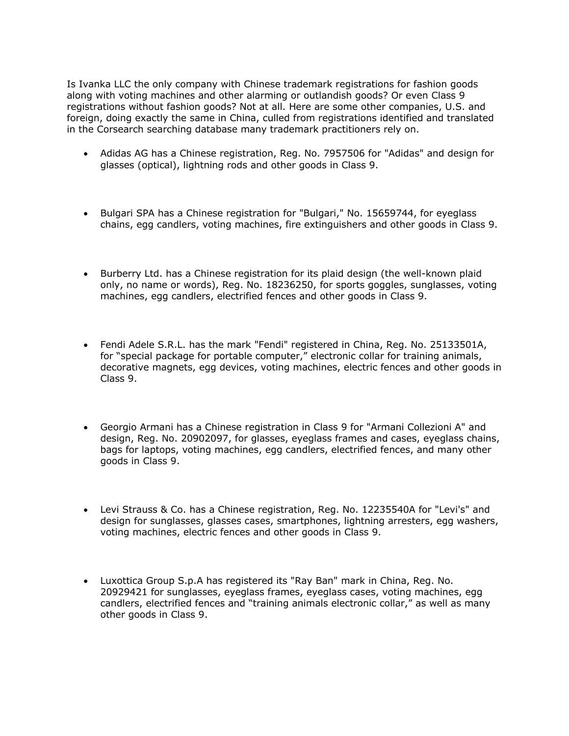Is Ivanka LLC the only company with Chinese trademark registrations for fashion goods along with voting machines and other alarming or outlandish goods? Or even Class 9 registrations without fashion goods? Not at all. Here are some other companies, U.S. and foreign, doing exactly the same in China, culled from registrations identified and translated in the Corsearch searching database many trademark practitioners rely on.

- Adidas AG has a Chinese registration, Reg. No. 7957506 for "Adidas" and design for glasses (optical), lightning rods and other goods in Class 9.

- Bulgari SPA has a Chinese registration for "Bulgari," No. 15659744, for eyeglass chains, egg candlers, voting machines, fire extinguishers and other goods in Class 9.

- Burberry Ltd. has a Chinese registration for its plaid design (the well-known plaid only, no name or words), Reg. No. 18236250, for sports goggles, sunglasses, voting machines, egg candlers, electrified fences and other goods in Class 9.

- Fendi Adele S.R.L. has the mark "Fendi" registered in China, Reg. No. 25133501A, for "special package for portable computer," electronic collar for training animals, decorative magnets, egg devices, voting machines, electric fences and other goods in Class 9.

- Georgio Armani has a Chinese registration in Class 9 for "Armani Collezioni A" and design, Reg. No. 20902097, for glasses, eyeglass frames and cases, eyeglass chains, bags for laptops, voting machines, egg candlers, electrified fences, and many other goods in Class 9.

- Levi Strauss & Co. has a Chinese registration, Reg. No. 12235540A for "Levi's" and design for sunglasses, glasses cases, smartphones, lightning arresters, egg washers, voting machines, electric fences and other goods in Class 9.

- Luxottica Group S.p.A has registered its "Ray Ban" mark in China, Reg. No. 20929421 for sunglasses, eyeglass frames, eyeglass cases, voting machines, egg candlers, electrified fences and "training animals electronic collar," as well as many other goods in Class 9.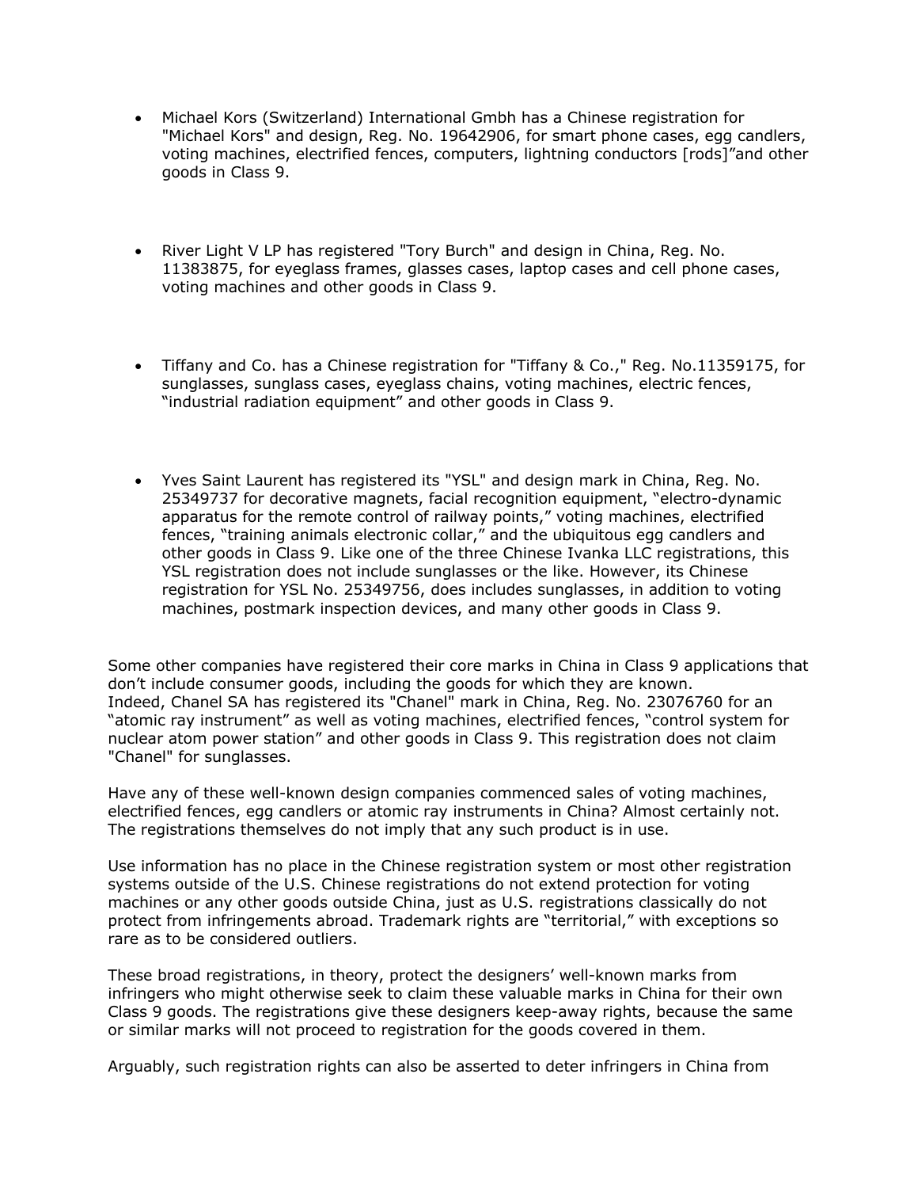- Michael Kors (Switzerland) International Gmbh has a Chinese registration for "Michael Kors" and design, Reg. No. 19642906, for smart phone cases, egg candlers, voting machines, electrified fences, computers, lightning conductors [rods]"and other goods in Class 9.

- River Light V LP has registered "Tory Burch" and design in China, Reg. No. 11383875, for eyeglass frames, glasses cases, laptop cases and cell phone cases, voting machines and other goods in Class 9.

- Tiffany and Co. has a Chinese registration for "Tiffany & Co.," Reg. No.11359175, for sunglasses, sunglass cases, eyeglass chains, voting machines, electric fences, "industrial radiation equipment" and other goods in Class 9.

- Yves Saint Laurent has registered its "YSL" and design mark in China, Reg. No. 25349737 for decorative magnets, facial recognition equipment, "electro-dynamic apparatus for the remote control of railway points," voting machines, electrified fences, "training animals electronic collar," and the ubiquitous egg candlers and other goods in Class 9. Like one of the three Chinese Ivanka LLC registrations, this YSL registration does not include sunglasses or the like. However, its Chinese registration for YSL No. 25349756, does includes sunglasses, in addition to voting machines, postmark inspection devices, and many other goods in Class 9.

Some other companies have registered their core marks in China in Class 9 applications that don't include consumer goods, including the goods for which they are known. Indeed, Chanel SA has registered its "Chanel" mark in China, Reg. No. 23076760 for an "atomic ray instrument" as well as voting machines, electrified fences, "control system for nuclear atom power station" and other goods in Class 9. This registration does not claim "Chanel" for sunglasses.

Have any of these well-known design companies commenced sales of voting machines, electrified fences, egg candlers or atomic ray instruments in China? Almost certainly not. The registrations themselves do not imply that any such product is in use.

Use information has no place in the Chinese registration system or most other registration systems outside of the U.S. Chinese registrations do not extend protection for voting machines or any other goods outside China, just as U.S. registrations classically do not protect from infringements abroad. Trademark rights are "territorial," with exceptions so rare as to be considered outliers.

These broad registrations, in theory, protect the designers' well-known marks from infringers who might otherwise seek to claim these valuable marks in China for their own Class 9 goods. The registrations give these designers keep-away rights, because the same or similar marks will not proceed to registration for the goods covered in them.

Arguably, such registration rights can also be asserted to deter infringers in China from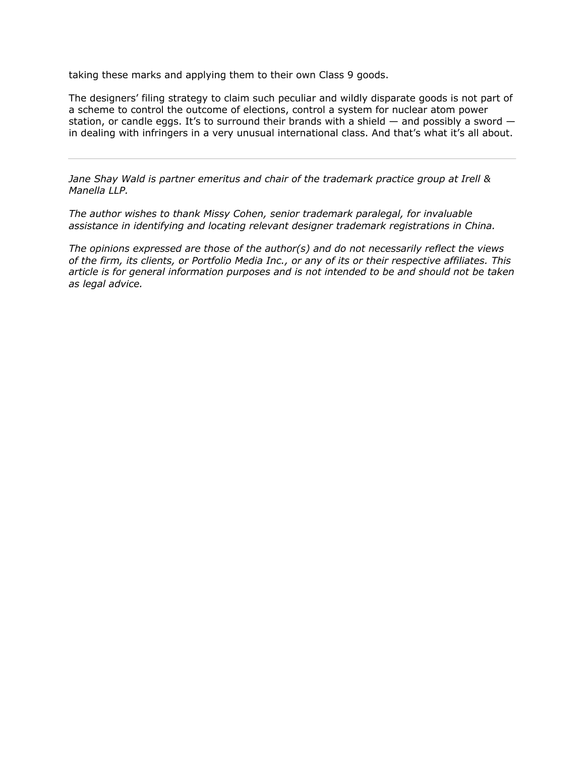taking these marks and applying them to their own Class 9 goods.

The designers' filing strategy to claim such peculiar and wildly disparate goods is not part of a scheme to control the outcome of elections, control a system for nuclear atom power station, or candle eggs. It's to surround their brands with a shield — and possibly a sword — in dealing with infringers in a very unusual international class. And that's what it's all about.

---

*Jane Shay Wald is partner emeritus and chair of the trademark practice group at Irell & Manella LLP.*

*The author wishes to thank Missy Cohen, senior trademark paralegal, for invaluable assistance in identifying and locating relevant designer trademark registrations in China.*

*The opinions expressed are those of the author(s) and do not necessarily reflect the views of the firm, its clients, or Portfolio Media Inc., or any of its or their respective affiliates. This article is for general information purposes and is not intended to be and should not be taken as legal advice.*